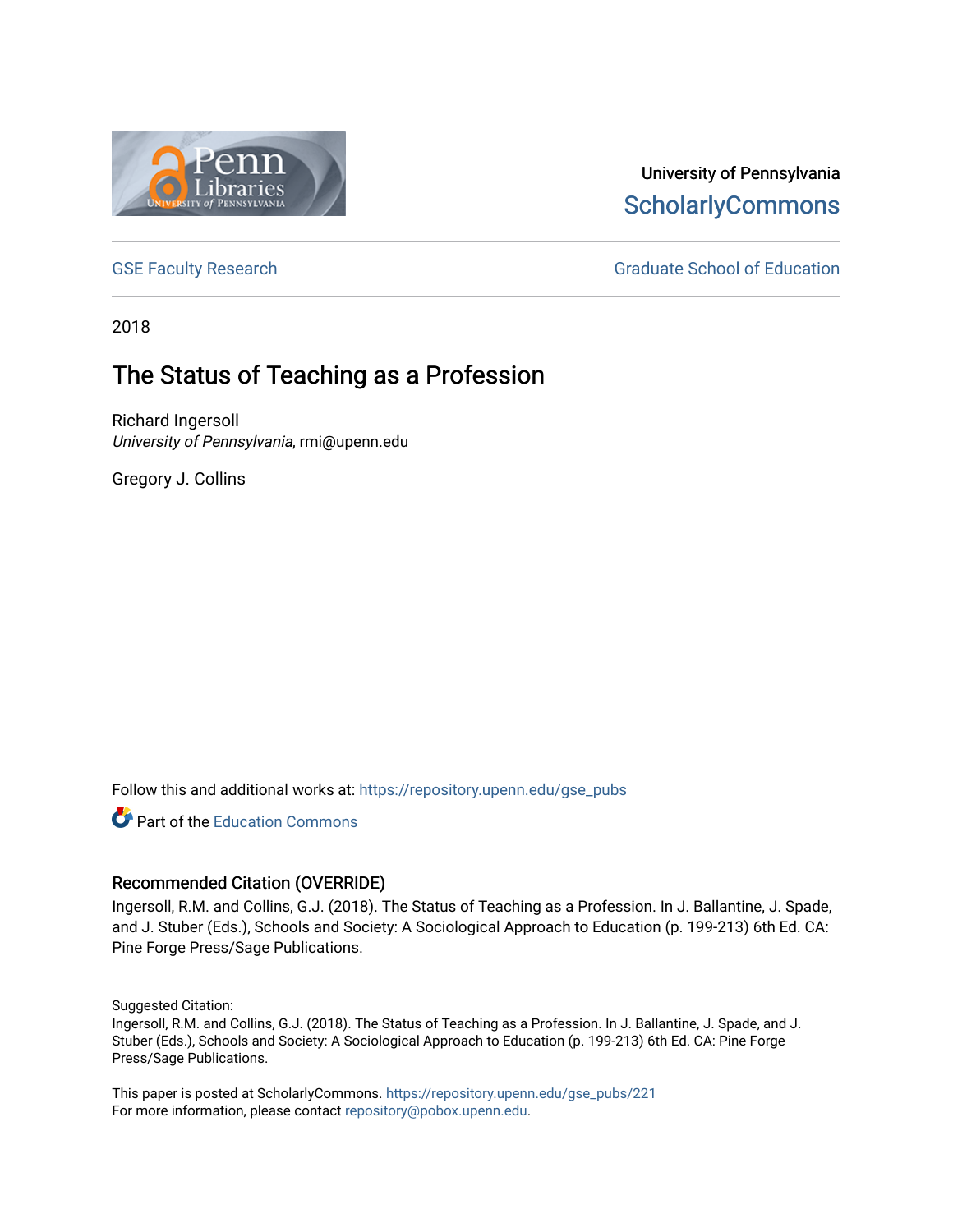University of Pennsylvania
ScholarlyCommons

GSE Faculty Research

Graduate School of Education

2018

# The Status of Teaching as a Profession

Richard Ingersoll
*University of Pennsylvania*, rmi@upenn.edu

Gregory J. Collins

Follow this and additional works at: https://repository.upenn.edu/gse_pubs

Part of the Education Commons

## Recommended Citation (OVERRIDE)

Ingersoll, R.M. and Collins, G.J. (2018). The Status of Teaching as a Profession. In J. Ballantine, J. Spade, and J. Stuber (Eds.), Schools and Society: A Sociological Approach to Education (p. 199-213) 6th Ed. CA: Pine Forge Press/Sage Publications.

Suggested Citation:
Ingersoll, R.M. and Collins, G.J. (2018). The Status of Teaching as a Profession. In J. Ballantine, J. Spade, and J. Stuber (Eds.), Schools and Society: A Sociological Approach to Education (p. 199-213) 6th Ed. CA: Pine Forge Press/Sage Publications.

This paper is posted at ScholarlyCommons. https://repository.upenn.edu/gse_pubs/221
For more information, please contact repository@pobox.upenn.edu.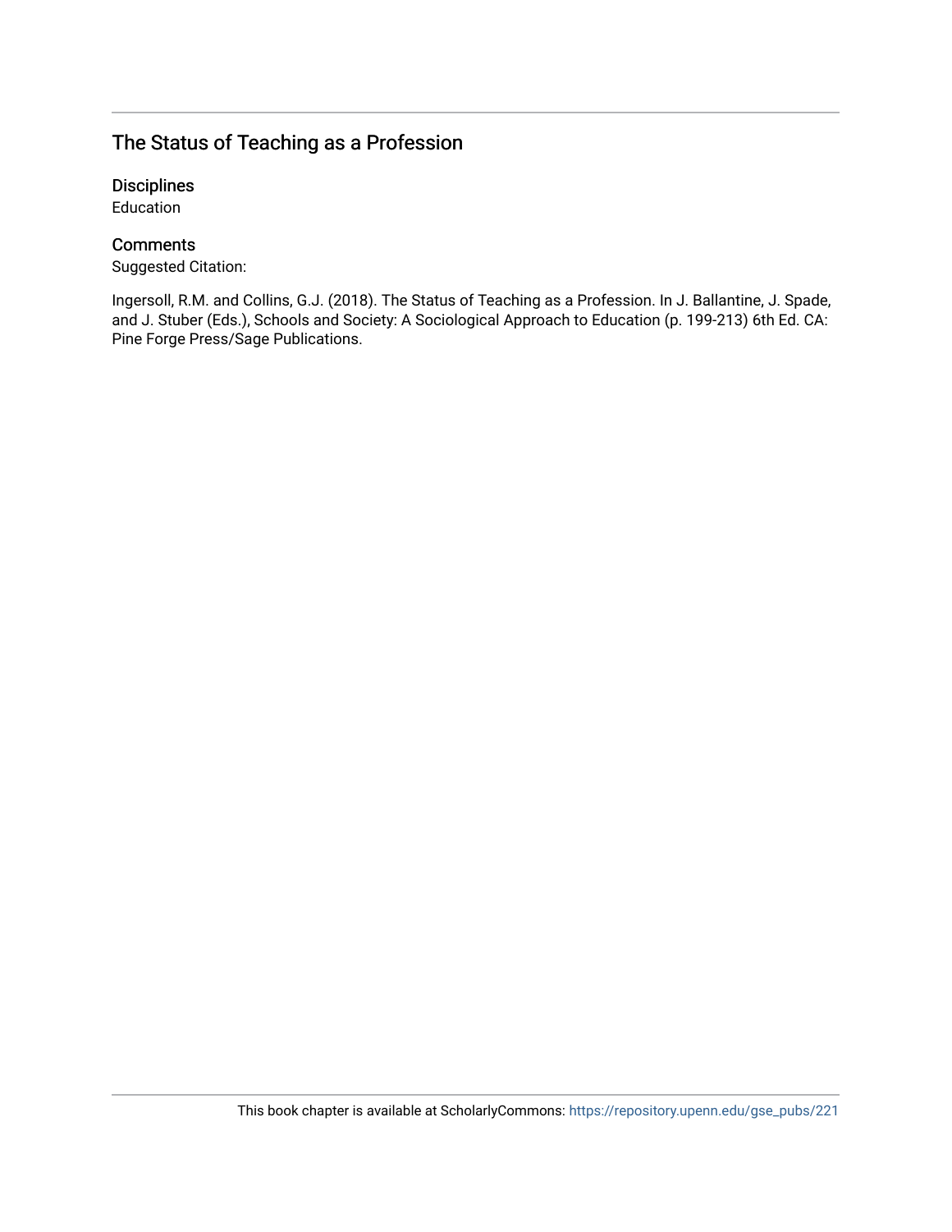## The Status of Teaching as a Profession

### Disciplines

Education

### Comments

Suggested Citation:

Ingersoll, R.M. and Collins, G.J. (2018). The Status of Teaching as a Profession. In J. Ballantine, J. Spade, and J. Stuber (Eds.), Schools and Society: A Sociological Approach to Education (p. 199-213) 6th Ed. CA: Pine Forge Press/Sage Publications.

This book chapter is available at ScholarlyCommons: https://repository.upenn.edu/gse_pubs/221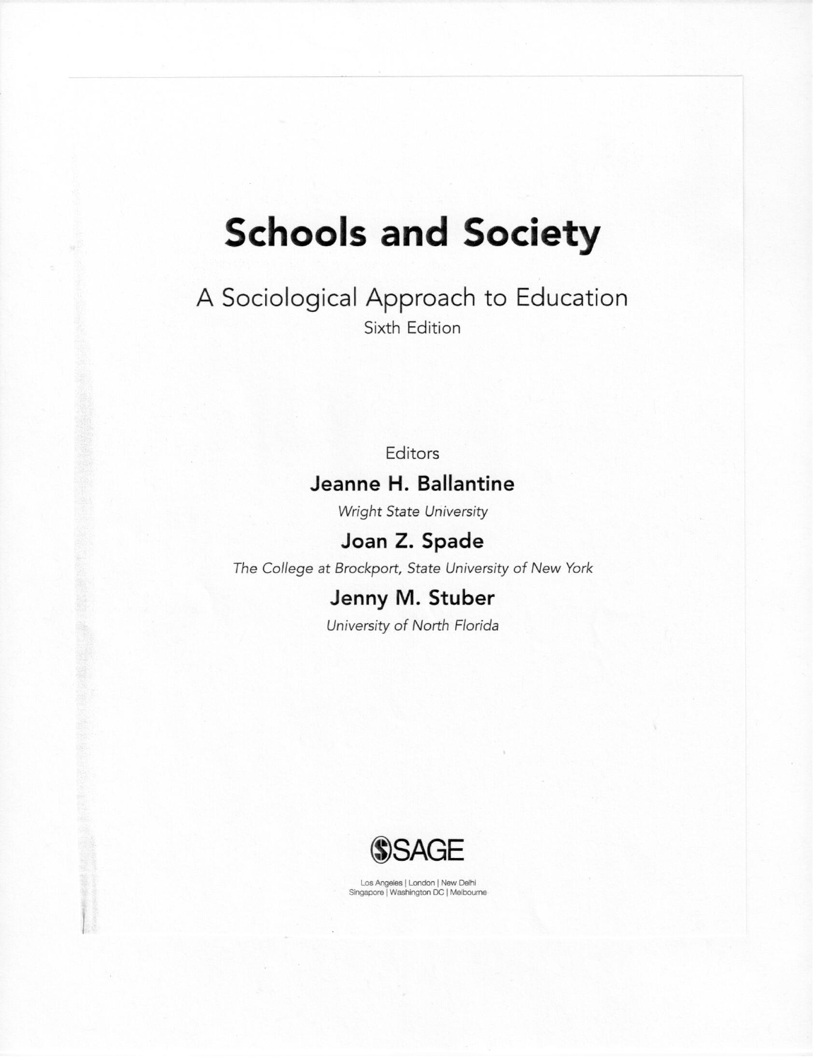# Schools and Society

## A Sociological Approach to Education

Sixth Edition

Editors

**Jeanne H. Ballantine**

*Wright State University*

**Joan Z. Spade**

*The College at Brockport, State University of New York*

**Jenny M. Stuber**

*University of North Florida*

SAGE

Los Angeles | London | New Delhi
Singapore | Washington DC | Melbourne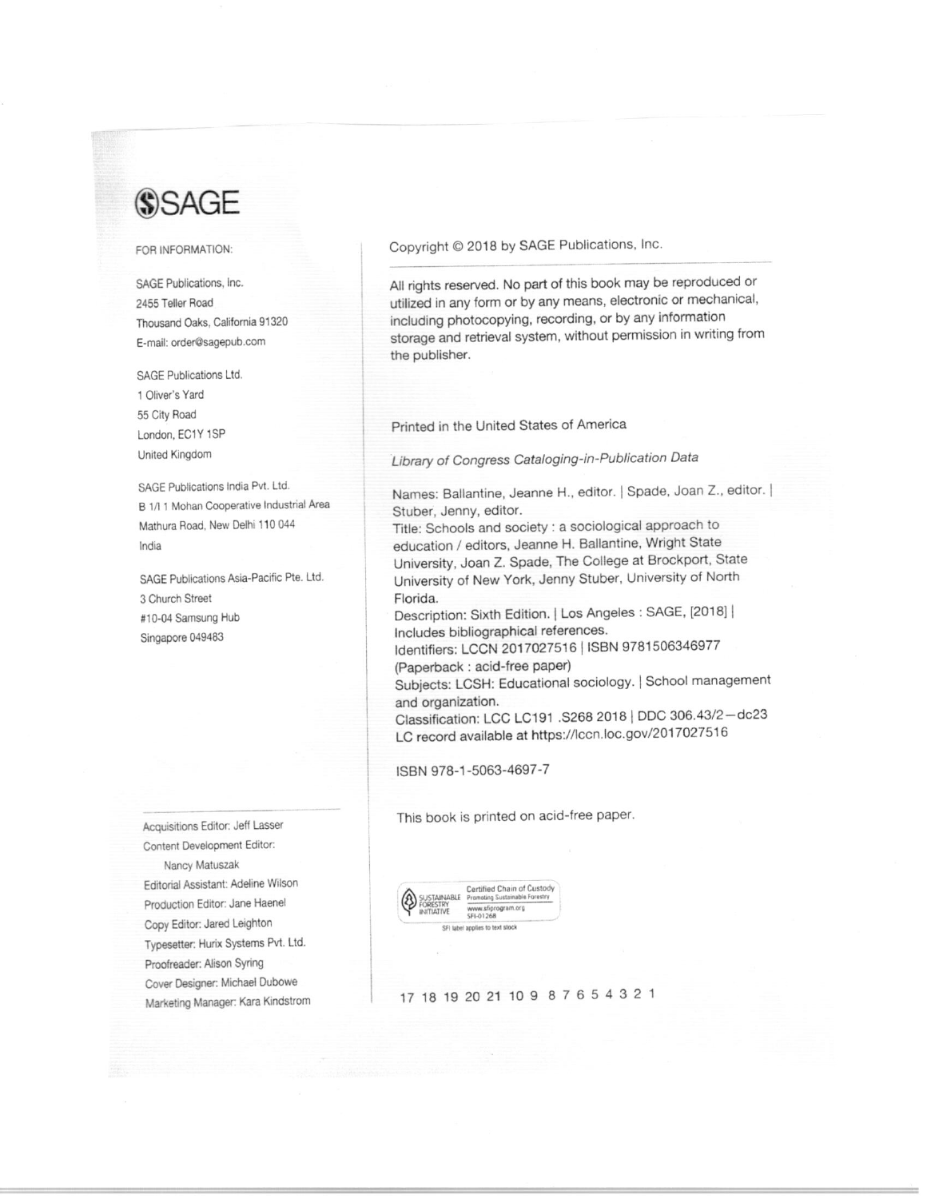SAGE

FOR INFORMATION:

SAGE Publications, Inc.
2455 Teller Road
Thousand Oaks, California 91320
E-mail: order@sagepub.com

SAGE Publications Ltd.
1 Oliver's Yard
55 City Road
London, EC1Y 1SP
United Kingdom

SAGE Publications India Pvt. Ltd.
B 1/I 1 Mohan Cooperative Industrial Area
Mathura Road, New Delhi 110 044
India

SAGE Publications Asia-Pacific Pte. Ltd.
3 Church Street
#10-04 Samsung Hub
Singapore 049483

Acquisitions Editor: Jeff Lasser
Content Development Editor: Nancy Matuszak
Editorial Assistant: Adeline Wilson
Production Editor: Jane Haenel
Copy Editor: Jared Leighton
Typesetter: Hurix Systems Pvt. Ltd.
Proofreader: Alison Syring
Cover Designer: Michael Dubowe
Marketing Manager: Kara Kindstrom

Copyright © 2018 by SAGE Publications, Inc.

All rights reserved. No part of this book may be reproduced or utilized in any form or by any means, electronic or mechanical, including photocopying, recording, or by any information storage and retrieval system, without permission in writing from the publisher.

Printed in the United States of America

*Library of Congress Cataloging-in-Publication Data*

Names: Ballantine, Jeanne H., editor. | Spade, Joan Z., editor. | Stuber, Jenny, editor.
Title: Schools and society : a sociological approach to education / editors, Jeanne H. Ballantine, Wright State University, Joan Z. Spade, The College at Brockport, State University of New York, Jenny Stuber, University of North Florida.
Description: Sixth Edition. | Los Angeles : SAGE, [2018] | Includes bibliographical references.
Identifiers: LCCN 2017027516 | ISBN 9781506346977 (Paperback : acid-free paper)
Subjects: LCSH: Educational sociology. | School management and organization.
Classification: LCC LC191 .S268 2018 | DDC 306.43/2—dc23
LC record available at https://lccn.loc.gov/2017027516

ISBN 978-1-5063-4697-7

This book is printed on acid-free paper.

SUSTAINABLE FORESTRY INITIATIVE — Certified Chain of Custody — Promoting Sustainable Forestry — www.sfiprogram.org — SFI-01268
SFI label applies to text stock

17 18 19 20 21 10 9 8 7 6 5 4 3 2 1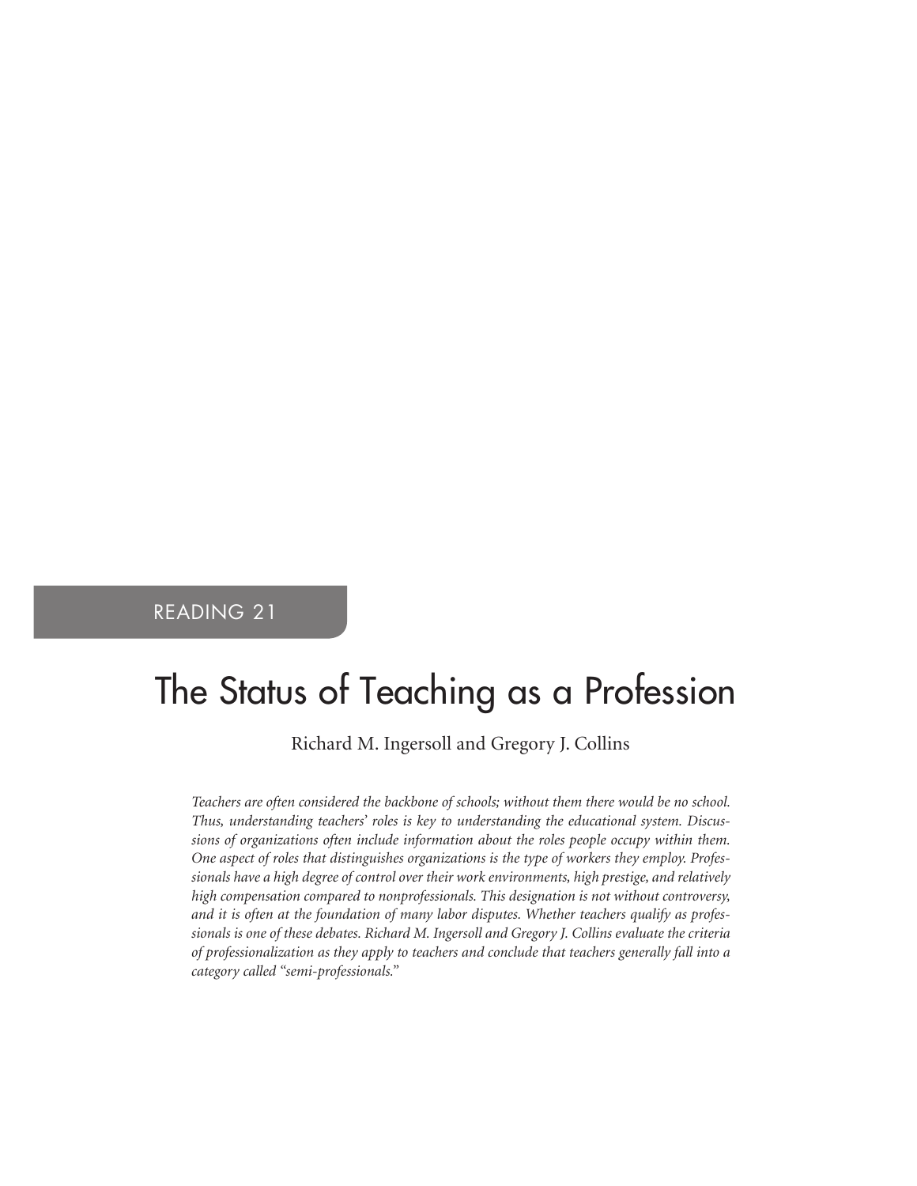READING 21

# The Status of Teaching as a Profession

Richard M. Ingersoll and Gregory J. Collins

*Teachers are often considered the backbone of schools; without them there would be no school. Thus, understanding teachers' roles is key to understanding the educational system. Discussions of organizations often include information about the roles people occupy within them. One aspect of roles that distinguishes organizations is the type of workers they employ. Professionals have a high degree of control over their work environments, high prestige, and relatively high compensation compared to nonprofessionals. This designation is not without controversy, and it is often at the foundation of many labor disputes. Whether teachers qualify as professionals is one of these debates. Richard M. Ingersoll and Gregory J. Collins evaluate the criteria of professionalization as they apply to teachers and conclude that teachers generally fall into a category called "semi-professionals."*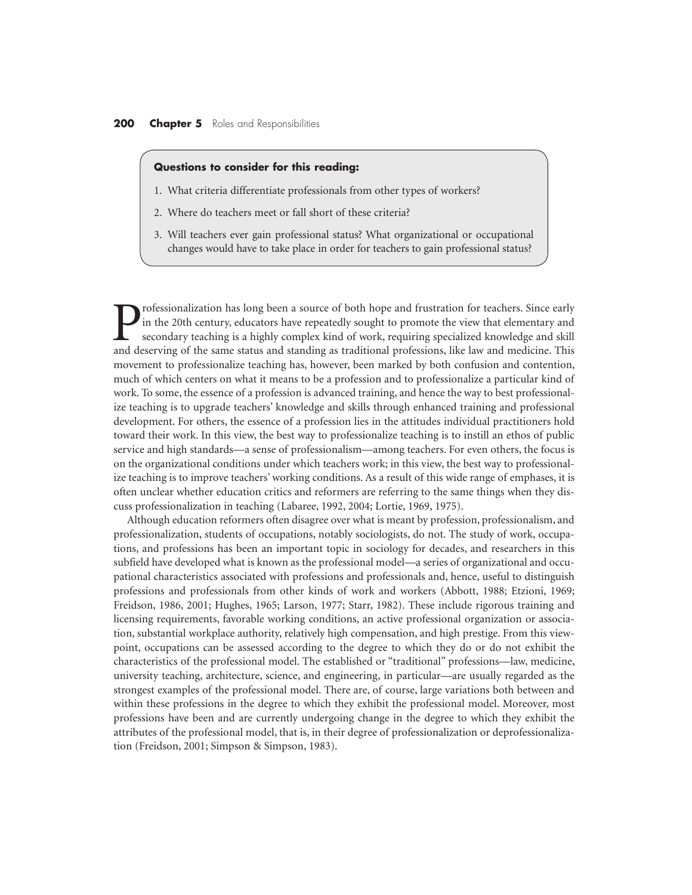**Questions to consider for this reading:**

1. What criteria differentiate professionals from other types of workers?
2. Where do teachers meet or fall short of these criteria?
3. Will teachers ever gain professional status? What organizational or occupational changes would have to take place in order for teachers to gain professional status?

Professionalization has long been a source of both hope and frustration for teachers. Since early in the 20th century, educators have repeatedly sought to promote the view that elementary and secondary teaching is a highly complex kind of work, requiring specialized knowledge and skill and deserving of the same status and standing as traditional professions, like law and medicine. This movement to professionalize teaching has, however, been marked by both confusion and contention, much of which centers on what it means to be a profession and to professionalize a particular kind of work. To some, the essence of a profession is advanced training, and hence the way to best professionalize teaching is to upgrade teachers' knowledge and skills through enhanced training and professional development. For others, the essence of a profession lies in the attitudes individual practitioners hold toward their work. In this view, the best way to professionalize teaching is to instill an ethos of public service and high standards—a sense of professionalism—among teachers. For even others, the focus is on the organizational conditions under which teachers work; in this view, the best way to professionalize teaching is to improve teachers' working conditions. As a result of this wide range of emphases, it is often unclear whether education critics and reformers are referring to the same things when they discuss professionalization in teaching (Labaree, 1992, 2004; Lortie, 1969, 1975).

Although education reformers often disagree over what is meant by profession, professionalism, and professionalization, students of occupations, notably sociologists, do not. The study of work, occupations, and professions has been an important topic in sociology for decades, and researchers in this subfield have developed what is known as the professional model—a series of organizational and occupational characteristics associated with professions and professionals and, hence, useful to distinguish professions and professionals from other kinds of work and workers (Abbott, 1988; Etzioni, 1969; Freidson, 1986, 2001; Hughes, 1965; Larson, 1977; Starr, 1982). These include rigorous training and licensing requirements, favorable working conditions, an active professional organization or association, substantial workplace authority, relatively high compensation, and high prestige. From this viewpoint, occupations can be assessed according to the degree to which they do or do not exhibit the characteristics of the professional model. The established or "traditional" professions—law, medicine, university teaching, architecture, science, and engineering, in particular—are usually regarded as the strongest examples of the professional model. There are, of course, large variations both between and within these professions in the degree to which they exhibit the professional model. Moreover, most professions have been and are currently undergoing change in the degree to which they exhibit the attributes of the professional model, that is, in their degree of professionalization or deprofessionalization (Freidson, 2001; Simpson & Simpson, 1983).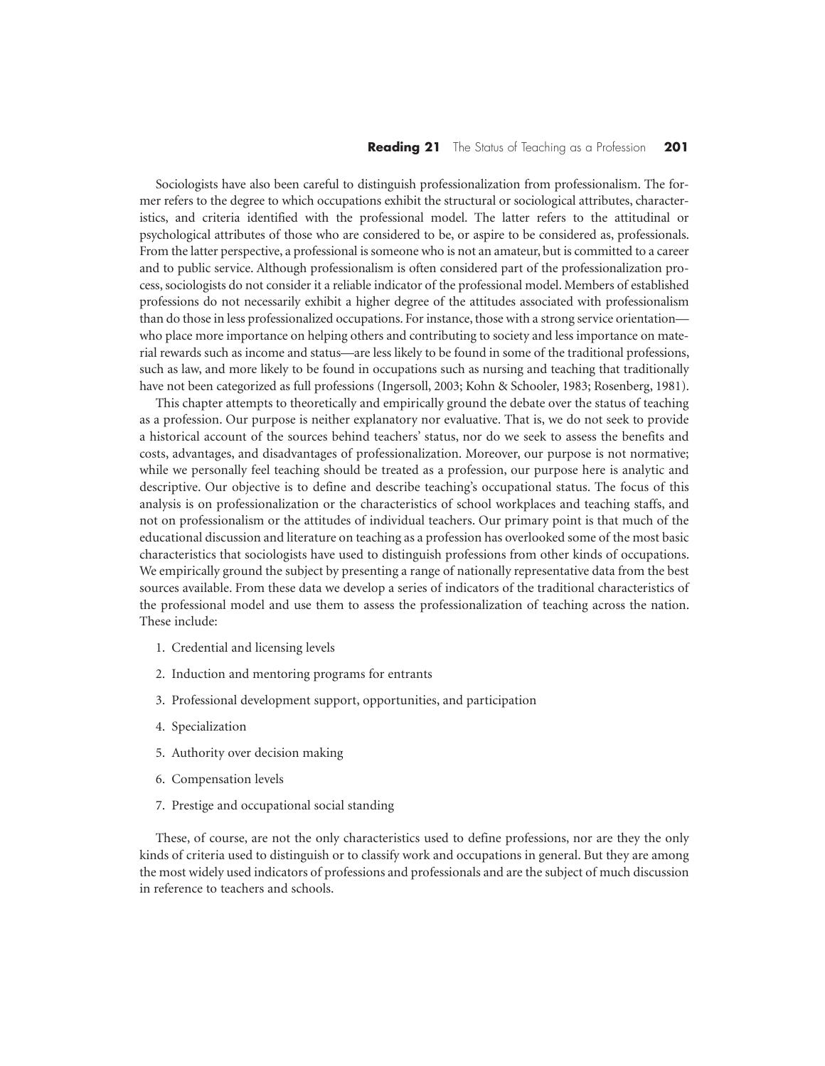Sociologists have also been careful to distinguish professionalization from professionalism. The former refers to the degree to which occupations exhibit the structural or sociological attributes, characteristics, and criteria identified with the professional model. The latter refers to the attitudinal or psychological attributes of those who are considered to be, or aspire to be considered as, professionals. From the latter perspective, a professional is someone who is not an amateur, but is committed to a career and to public service. Although professionalism is often considered part of the professionalization process, sociologists do not consider it a reliable indicator of the professional model. Members of established professions do not necessarily exhibit a higher degree of the attitudes associated with professionalism than do those in less professionalized occupations. For instance, those with a strong service orientation—who place more importance on helping others and contributing to society and less importance on material rewards such as income and status—are less likely to be found in some of the traditional professions, such as law, and more likely to be found in occupations such as nursing and teaching that traditionally have not been categorized as full professions (Ingersoll, 2003; Kohn & Schooler, 1983; Rosenberg, 1981).

This chapter attempts to theoretically and empirically ground the debate over the status of teaching as a profession. Our purpose is neither explanatory nor evaluative. That is, we do not seek to provide a historical account of the sources behind teachers' status, nor do we seek to assess the benefits and costs, advantages, and disadvantages of professionalization. Moreover, our purpose is not normative; while we personally feel teaching should be treated as a profession, our purpose here is analytic and descriptive. Our objective is to define and describe teaching's occupational status. The focus of this analysis is on professionalization or the characteristics of school workplaces and teaching staffs, and not on professionalism or the attitudes of individual teachers. Our primary point is that much of the educational discussion and literature on teaching as a profession has overlooked some of the most basic characteristics that sociologists have used to distinguish professions from other kinds of occupations. We empirically ground the subject by presenting a range of nationally representative data from the best sources available. From these data we develop a series of indicators of the traditional characteristics of the professional model and use them to assess the professionalization of teaching across the nation. These include:

1. Credential and licensing levels
2. Induction and mentoring programs for entrants
3. Professional development support, opportunities, and participation
4. Specialization
5. Authority over decision making
6. Compensation levels
7. Prestige and occupational social standing

These, of course, are not the only characteristics used to define professions, nor are they the only kinds of criteria used to distinguish or to classify work and occupations in general. But they are among the most widely used indicators of professions and professionals and are the subject of much discussion in reference to teachers and schools.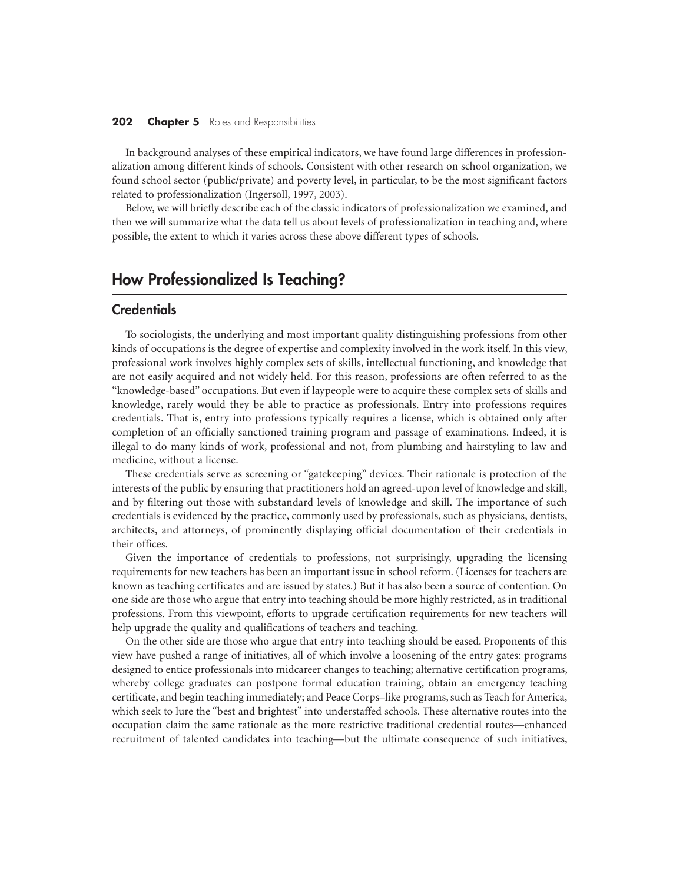In background analyses of these empirical indicators, we have found large differences in professionalization among different kinds of schools. Consistent with other research on school organization, we found school sector (public/private) and poverty level, in particular, to be the most significant factors related to professionalization (Ingersoll, 1997, 2003).

Below, we will briefly describe each of the classic indicators of professionalization we examined, and then we will summarize what the data tell us about levels of professionalization in teaching and, where possible, the extent to which it varies across these above different types of schools.

## How Professionalized Is Teaching?

### Credentials

To sociologists, the underlying and most important quality distinguishing professions from other kinds of occupations is the degree of expertise and complexity involved in the work itself. In this view, professional work involves highly complex sets of skills, intellectual functioning, and knowledge that are not easily acquired and not widely held. For this reason, professions are often referred to as the "knowledge-based" occupations. But even if laypeople were to acquire these complex sets of skills and knowledge, rarely would they be able to practice as professionals. Entry into professions requires credentials. That is, entry into professions typically requires a license, which is obtained only after completion of an officially sanctioned training program and passage of examinations. Indeed, it is illegal to do many kinds of work, professional and not, from plumbing and hairstyling to law and medicine, without a license.

These credentials serve as screening or "gatekeeping" devices. Their rationale is protection of the interests of the public by ensuring that practitioners hold an agreed-upon level of knowledge and skill, and by filtering out those with substandard levels of knowledge and skill. The importance of such credentials is evidenced by the practice, commonly used by professionals, such as physicians, dentists, architects, and attorneys, of prominently displaying official documentation of their credentials in their offices.

Given the importance of credentials to professions, not surprisingly, upgrading the licensing requirements for new teachers has been an important issue in school reform. (Licenses for teachers are known as teaching certificates and are issued by states.) But it has also been a source of contention. On one side are those who argue that entry into teaching should be more highly restricted, as in traditional professions. From this viewpoint, efforts to upgrade certification requirements for new teachers will help upgrade the quality and qualifications of teachers and teaching.

On the other side are those who argue that entry into teaching should be eased. Proponents of this view have pushed a range of initiatives, all of which involve a loosening of the entry gates: programs designed to entice professionals into midcareer changes to teaching; alternative certification programs, whereby college graduates can postpone formal education training, obtain an emergency teaching certificate, and begin teaching immediately; and Peace Corps–like programs, such as Teach for America, which seek to lure the "best and brightest" into understaffed schools. These alternative routes into the occupation claim the same rationale as the more restrictive traditional credential routes—enhanced recruitment of talented candidates into teaching—but the ultimate consequence of such initiatives,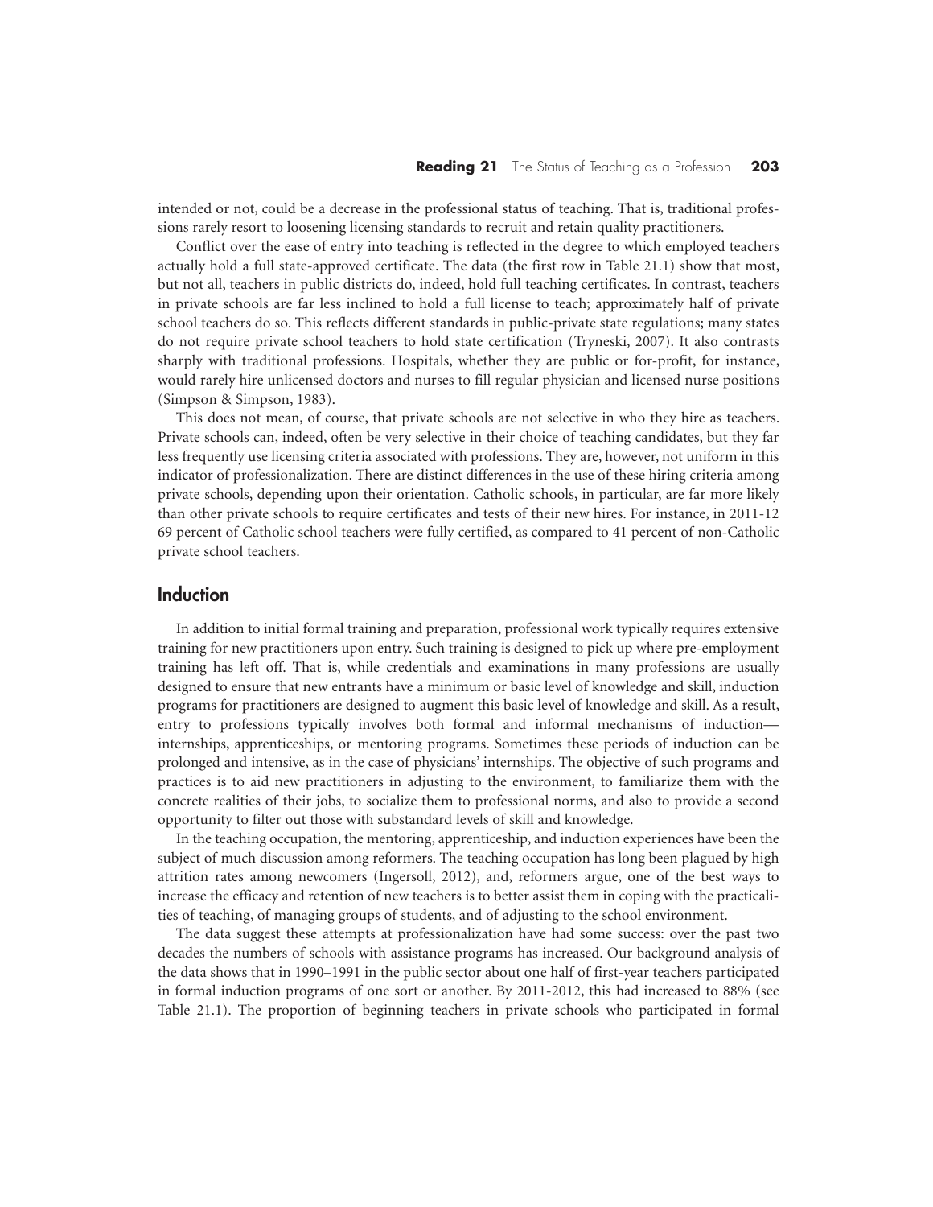intended or not, could be a decrease in the professional status of teaching. That is, traditional professions rarely resort to loosening licensing standards to recruit and retain quality practitioners.

Conflict over the ease of entry into teaching is reflected in the degree to which employed teachers actually hold a full state-approved certificate. The data (the first row in Table 21.1) show that most, but not all, teachers in public districts do, indeed, hold full teaching certificates. In contrast, teachers in private schools are far less inclined to hold a full license to teach; approximately half of private school teachers do so. This reflects different standards in public-private state regulations; many states do not require private school teachers to hold state certification (Tryneski, 2007). It also contrasts sharply with traditional professions. Hospitals, whether they are public or for-profit, for instance, would rarely hire unlicensed doctors and nurses to fill regular physician and licensed nurse positions (Simpson & Simpson, 1983).

This does not mean, of course, that private schools are not selective in who they hire as teachers. Private schools can, indeed, often be very selective in their choice of teaching candidates, but they far less frequently use licensing criteria associated with professions. They are, however, not uniform in this indicator of professionalization. There are distinct differences in the use of these hiring criteria among private schools, depending upon their orientation. Catholic schools, in particular, are far more likely than other private schools to require certificates and tests of their new hires. For instance, in 2011-12 69 percent of Catholic school teachers were fully certified, as compared to 41 percent of non-Catholic private school teachers.

## Induction

In addition to initial formal training and preparation, professional work typically requires extensive training for new practitioners upon entry. Such training is designed to pick up where pre-employment training has left off. That is, while credentials and examinations in many professions are usually designed to ensure that new entrants have a minimum or basic level of knowledge and skill, induction programs for practitioners are designed to augment this basic level of knowledge and skill. As a result, entry to professions typically involves both formal and informal mechanisms of induction—internships, apprenticeships, or mentoring programs. Sometimes these periods of induction can be prolonged and intensive, as in the case of physicians' internships. The objective of such programs and practices is to aid new practitioners in adjusting to the environment, to familiarize them with the concrete realities of their jobs, to socialize them to professional norms, and also to provide a second opportunity to filter out those with substandard levels of skill and knowledge.

In the teaching occupation, the mentoring, apprenticeship, and induction experiences have been the subject of much discussion among reformers. The teaching occupation has long been plagued by high attrition rates among newcomers (Ingersoll, 2012), and, reformers argue, one of the best ways to increase the efficacy and retention of new teachers is to better assist them in coping with the practicalities of teaching, of managing groups of students, and of adjusting to the school environment.

The data suggest these attempts at professionalization have had some success: over the past two decades the numbers of schools with assistance programs has increased. Our background analysis of the data shows that in 1990–1991 in the public sector about one half of first-year teachers participated in formal induction programs of one sort or another. By 2011-2012, this had increased to 88% (see Table 21.1). The proportion of beginning teachers in private schools who participated in formal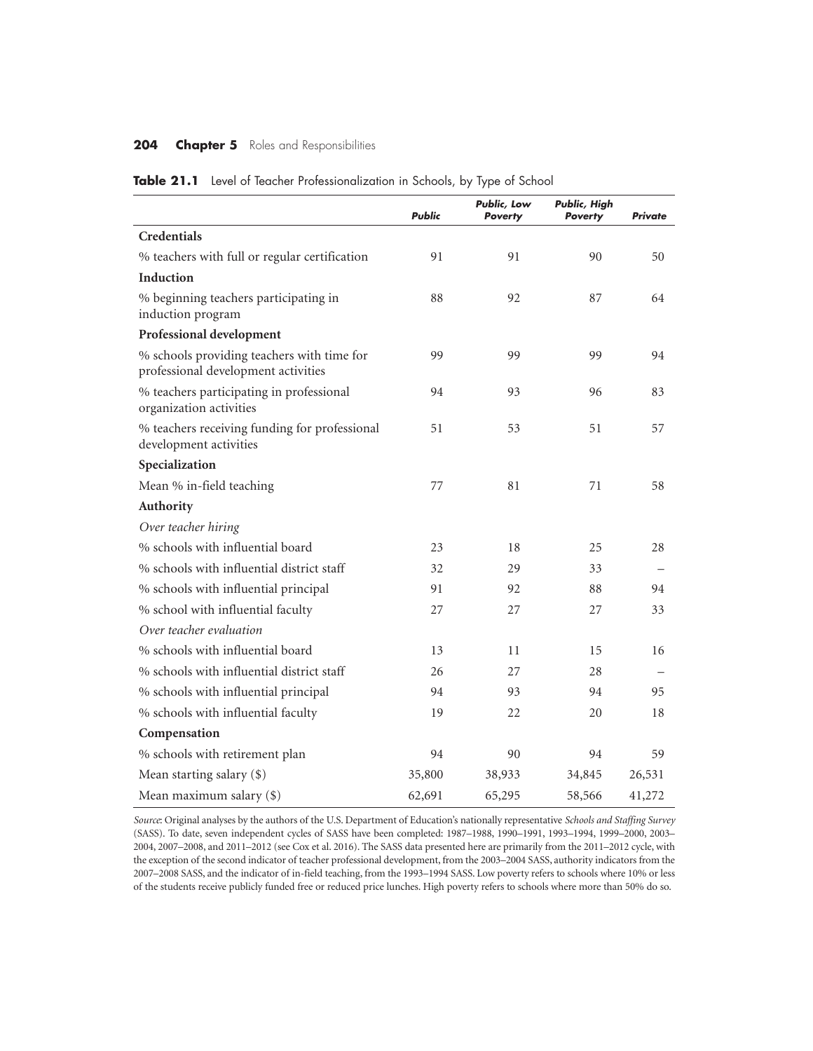**Table 21.1** Level of Teacher Professionalization in Schools, by Type of School

| | *Public* | *Public, Low Poverty* | *Public, High Poverty* | *Private* |
|---|---|---|---|---|
| **Credentials** | | | | |
| % teachers with full or regular certification | 91 | 91 | 90 | 50 |
| **Induction** | | | | |
| % beginning teachers participating in induction program | 88 | 92 | 87 | 64 |
| **Professional development** | | | | |
| % schools providing teachers with time for professional development activities | 99 | 99 | 99 | 94 |
| % teachers participating in professional organization activities | 94 | 93 | 96 | 83 |
| % teachers receiving funding for professional development activities | 51 | 53 | 51 | 57 |
| **Specialization** | | | | |
| Mean % in-field teaching | 77 | 81 | 71 | 58 |
| **Authority** | | | | |
| *Over teacher hiring* | | | | |
| % schools with influential board | 23 | 18 | 25 | 28 |
| % schools with influential district staff | 32 | 29 | 33 | – |
| % schools with influential principal | 91 | 92 | 88 | 94 |
| % school with influential faculty | 27 | 27 | 27 | 33 |
| *Over teacher evaluation* | | | | |
| % schools with influential board | 13 | 11 | 15 | 16 |
| % schools with influential district staff | 26 | 27 | 28 | – |
| % schools with influential principal | 94 | 93 | 94 | 95 |
| % schools with influential faculty | 19 | 22 | 20 | 18 |
| **Compensation** | | | | |
| % schools with retirement plan | 94 | 90 | 94 | 59 |
| Mean starting salary ($) | 35,800 | 38,933 | 34,845 | 26,531 |
| Mean maximum salary ($) | 62,691 | 65,295 | 58,566 | 41,272 |

*Source*: Original analyses by the authors of the U.S. Department of Education's nationally representative *Schools and Staffing Survey* (SASS). To date, seven independent cycles of SASS have been completed: 1987–1988, 1990–1991, 1993–1994, 1999–2000, 2003–2004, 2007–2008, and 2011–2012 (see Cox et al. 2016). The SASS data presented here are primarily from the 2011–2012 cycle, with the exception of the second indicator of teacher professional development, from the 2003–2004 SASS, authority indicators from the 2007–2008 SASS, and the indicator of in-field teaching, from the 1993–1994 SASS. Low poverty refers to schools where 10% or less of the students receive publicly funded free or reduced price lunches. High poverty refers to schools where more than 50% do so.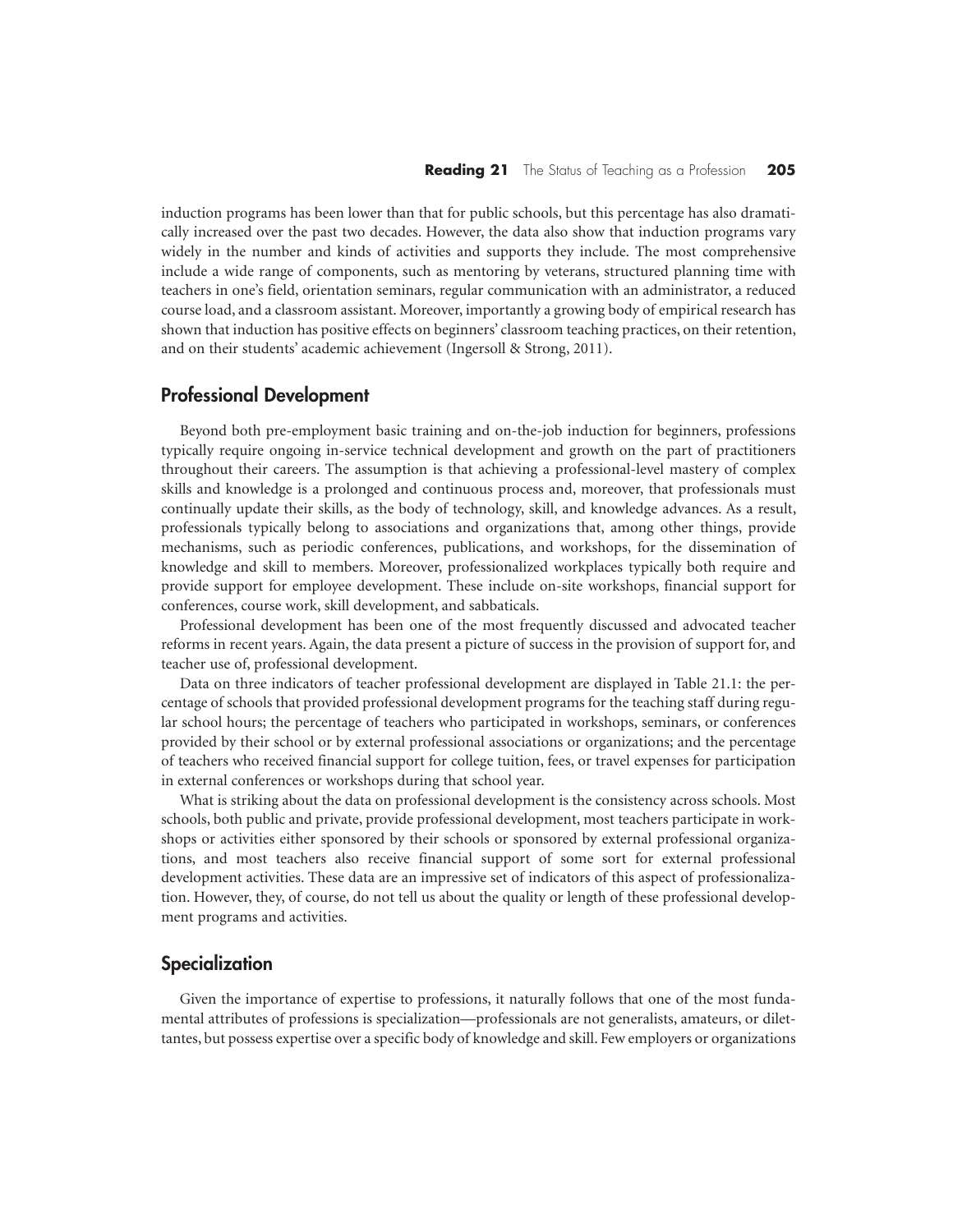induction programs has been lower than that for public schools, but this percentage has also dramatically increased over the past two decades. However, the data also show that induction programs vary widely in the number and kinds of activities and supports they include. The most comprehensive include a wide range of components, such as mentoring by veterans, structured planning time with teachers in one's field, orientation seminars, regular communication with an administrator, a reduced course load, and a classroom assistant. Moreover, importantly a growing body of empirical research has shown that induction has positive effects on beginners' classroom teaching practices, on their retention, and on their students' academic achievement (Ingersoll & Strong, 2011).

## Professional Development

Beyond both pre-employment basic training and on-the-job induction for beginners, professions typically require ongoing in-service technical development and growth on the part of practitioners throughout their careers. The assumption is that achieving a professional-level mastery of complex skills and knowledge is a prolonged and continuous process and, moreover, that professionals must continually update their skills, as the body of technology, skill, and knowledge advances. As a result, professionals typically belong to associations and organizations that, among other things, provide mechanisms, such as periodic conferences, publications, and workshops, for the dissemination of knowledge and skill to members. Moreover, professionalized workplaces typically both require and provide support for employee development. These include on-site workshops, financial support for conferences, course work, skill development, and sabbaticals.

Professional development has been one of the most frequently discussed and advocated teacher reforms in recent years. Again, the data present a picture of success in the provision of support for, and teacher use of, professional development.

Data on three indicators of teacher professional development are displayed in Table 21.1: the percentage of schools that provided professional development programs for the teaching staff during regular school hours; the percentage of teachers who participated in workshops, seminars, or conferences provided by their school or by external professional associations or organizations; and the percentage of teachers who received financial support for college tuition, fees, or travel expenses for participation in external conferences or workshops during that school year.

What is striking about the data on professional development is the consistency across schools. Most schools, both public and private, provide professional development, most teachers participate in workshops or activities either sponsored by their schools or sponsored by external professional organizations, and most teachers also receive financial support of some sort for external professional development activities. These data are an impressive set of indicators of this aspect of professionalization. However, they, of course, do not tell us about the quality or length of these professional development programs and activities.

## Specialization

Given the importance of expertise to professions, it naturally follows that one of the most fundamental attributes of professions is specialization—professionals are not generalists, amateurs, or dilettantes, but possess expertise over a specific body of knowledge and skill. Few employers or organizations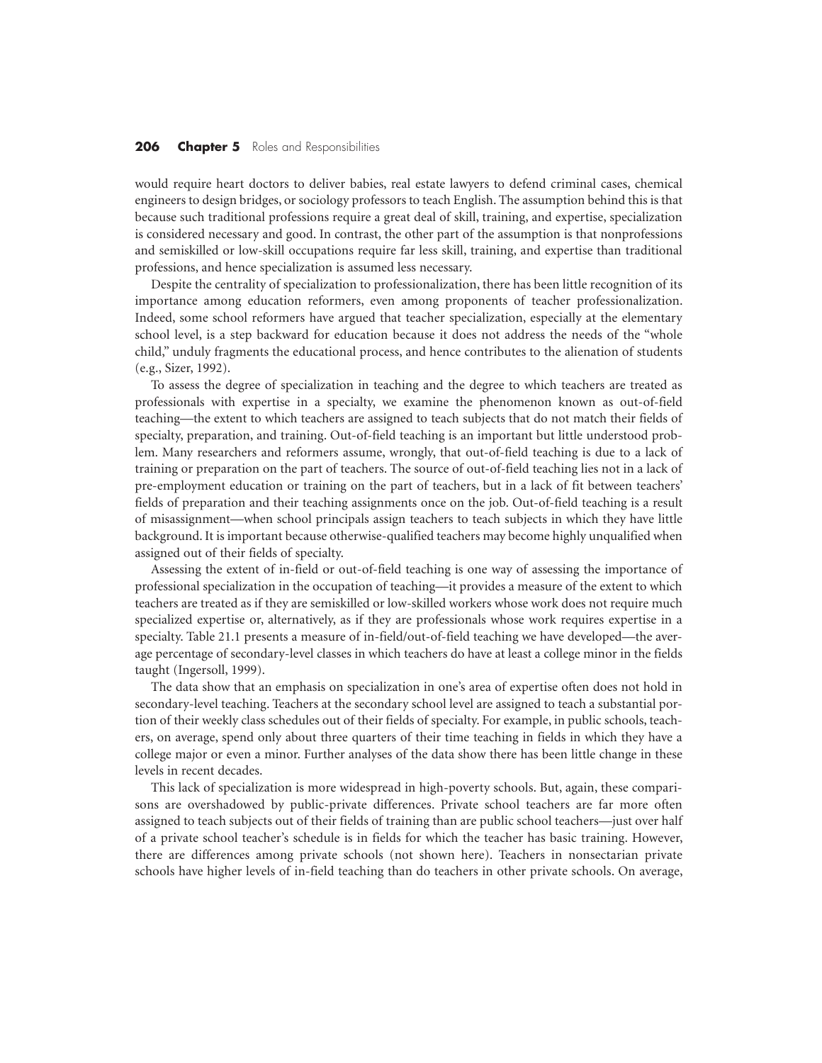would require heart doctors to deliver babies, real estate lawyers to defend criminal cases, chemical engineers to design bridges, or sociology professors to teach English. The assumption behind this is that because such traditional professions require a great deal of skill, training, and expertise, specialization is considered necessary and good. In contrast, the other part of the assumption is that nonprofessions and semiskilled or low-skill occupations require far less skill, training, and expertise than traditional professions, and hence specialization is assumed less necessary.

Despite the centrality of specialization to professionalization, there has been little recognition of its importance among education reformers, even among proponents of teacher professionalization. Indeed, some school reformers have argued that teacher specialization, especially at the elementary school level, is a step backward for education because it does not address the needs of the "whole child," unduly fragments the educational process, and hence contributes to the alienation of students (e.g., Sizer, 1992).

To assess the degree of specialization in teaching and the degree to which teachers are treated as professionals with expertise in a specialty, we examine the phenomenon known as out-of-field teaching—the extent to which teachers are assigned to teach subjects that do not match their fields of specialty, preparation, and training. Out-of-field teaching is an important but little understood problem. Many researchers and reformers assume, wrongly, that out-of-field teaching is due to a lack of training or preparation on the part of teachers. The source of out-of-field teaching lies not in a lack of pre-employment education or training on the part of teachers, but in a lack of fit between teachers' fields of preparation and their teaching assignments once on the job. Out-of-field teaching is a result of misassignment—when school principals assign teachers to teach subjects in which they have little background. It is important because otherwise-qualified teachers may become highly unqualified when assigned out of their fields of specialty.

Assessing the extent of in-field or out-of-field teaching is one way of assessing the importance of professional specialization in the occupation of teaching—it provides a measure of the extent to which teachers are treated as if they are semiskilled or low-skilled workers whose work does not require much specialized expertise or, alternatively, as if they are professionals whose work requires expertise in a specialty. Table 21.1 presents a measure of in-field/out-of-field teaching we have developed—the average percentage of secondary-level classes in which teachers do have at least a college minor in the fields taught (Ingersoll, 1999).

The data show that an emphasis on specialization in one's area of expertise often does not hold in secondary-level teaching. Teachers at the secondary school level are assigned to teach a substantial portion of their weekly class schedules out of their fields of specialty. For example, in public schools, teachers, on average, spend only about three quarters of their time teaching in fields in which they have a college major or even a minor. Further analyses of the data show there has been little change in these levels in recent decades.

This lack of specialization is more widespread in high-poverty schools. But, again, these comparisons are overshadowed by public-private differences. Private school teachers are far more often assigned to teach subjects out of their fields of training than are public school teachers—just over half of a private school teacher's schedule is in fields for which the teacher has basic training. However, there are differences among private schools (not shown here). Teachers in nonsectarian private schools have higher levels of in-field teaching than do teachers in other private schools. On average,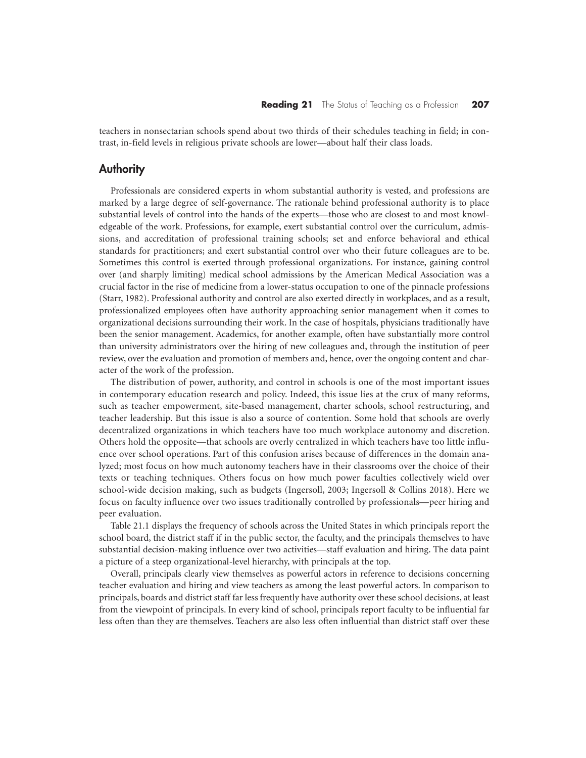teachers in nonsectarian schools spend about two thirds of their schedules teaching in field; in contrast, in-field levels in religious private schools are lower—about half their class loads.

## Authority

Professionals are considered experts in whom substantial authority is vested, and professions are marked by a large degree of self-governance. The rationale behind professional authority is to place substantial levels of control into the hands of the experts—those who are closest to and most knowledgeable of the work. Professions, for example, exert substantial control over the curriculum, admissions, and accreditation of professional training schools; set and enforce behavioral and ethical standards for practitioners; and exert substantial control over who their future colleagues are to be. Sometimes this control is exerted through professional organizations. For instance, gaining control over (and sharply limiting) medical school admissions by the American Medical Association was a crucial factor in the rise of medicine from a lower-status occupation to one of the pinnacle professions (Starr, 1982). Professional authority and control are also exerted directly in workplaces, and as a result, professionalized employees often have authority approaching senior management when it comes to organizational decisions surrounding their work. In the case of hospitals, physicians traditionally have been the senior management. Academics, for another example, often have substantially more control than university administrators over the hiring of new colleagues and, through the institution of peer review, over the evaluation and promotion of members and, hence, over the ongoing content and character of the work of the profession.

The distribution of power, authority, and control in schools is one of the most important issues in contemporary education research and policy. Indeed, this issue lies at the crux of many reforms, such as teacher empowerment, site-based management, charter schools, school restructuring, and teacher leadership. But this issue is also a source of contention. Some hold that schools are overly decentralized organizations in which teachers have too much workplace autonomy and discretion. Others hold the opposite—that schools are overly centralized in which teachers have too little influence over school operations. Part of this confusion arises because of differences in the domain analyzed; most focus on how much autonomy teachers have in their classrooms over the choice of their texts or teaching techniques. Others focus on how much power faculties collectively wield over school-wide decision making, such as budgets (Ingersoll, 2003; Ingersoll & Collins 2018). Here we focus on faculty influence over two issues traditionally controlled by professionals—peer hiring and peer evaluation.

Table 21.1 displays the frequency of schools across the United States in which principals report the school board, the district staff if in the public sector, the faculty, and the principals themselves to have substantial decision-making influence over two activities—staff evaluation and hiring. The data paint a picture of a steep organizational-level hierarchy, with principals at the top.

Overall, principals clearly view themselves as powerful actors in reference to decisions concerning teacher evaluation and hiring and view teachers as among the least powerful actors. In comparison to principals, boards and district staff far less frequently have authority over these school decisions, at least from the viewpoint of principals. In every kind of school, principals report faculty to be influential far less often than they are themselves. Teachers are also less often influential than district staff over these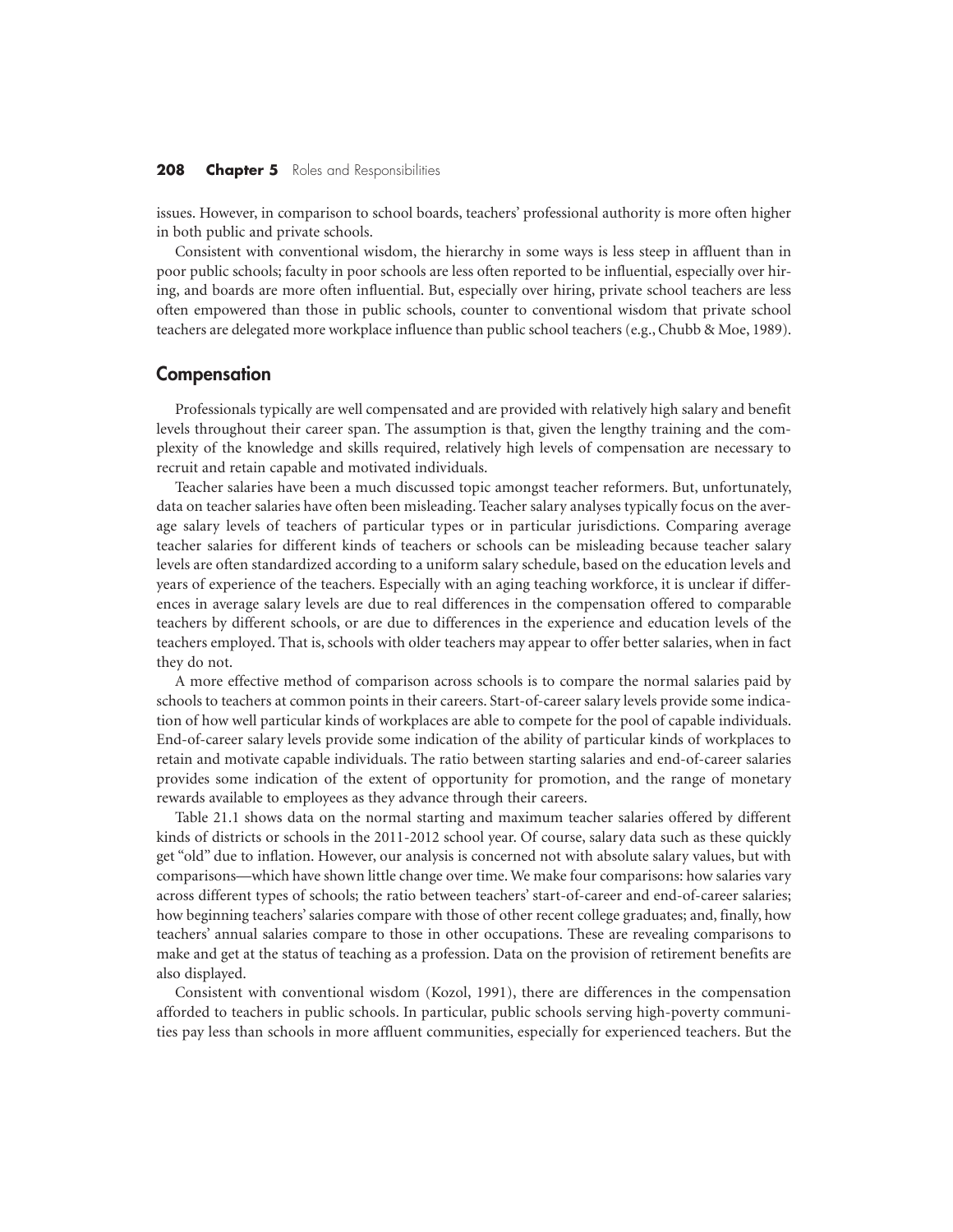issues. However, in comparison to school boards, teachers' professional authority is more often higher in both public and private schools.

Consistent with conventional wisdom, the hierarchy in some ways is less steep in affluent than in poor public schools; faculty in poor schools are less often reported to be influential, especially over hiring, and boards are more often influential. But, especially over hiring, private school teachers are less often empowered than those in public schools, counter to conventional wisdom that private school teachers are delegated more workplace influence than public school teachers (e.g., Chubb & Moe, 1989).

## Compensation

Professionals typically are well compensated and are provided with relatively high salary and benefit levels throughout their career span. The assumption is that, given the lengthy training and the complexity of the knowledge and skills required, relatively high levels of compensation are necessary to recruit and retain capable and motivated individuals.

Teacher salaries have been a much discussed topic amongst teacher reformers. But, unfortunately, data on teacher salaries have often been misleading. Teacher salary analyses typically focus on the average salary levels of teachers of particular types or in particular jurisdictions. Comparing average teacher salaries for different kinds of teachers or schools can be misleading because teacher salary levels are often standardized according to a uniform salary schedule, based on the education levels and years of experience of the teachers. Especially with an aging teaching workforce, it is unclear if differences in average salary levels are due to real differences in the compensation offered to comparable teachers by different schools, or are due to differences in the experience and education levels of the teachers employed. That is, schools with older teachers may appear to offer better salaries, when in fact they do not.

A more effective method of comparison across schools is to compare the normal salaries paid by schools to teachers at common points in their careers. Start-of-career salary levels provide some indication of how well particular kinds of workplaces are able to compete for the pool of capable individuals. End-of-career salary levels provide some indication of the ability of particular kinds of workplaces to retain and motivate capable individuals. The ratio between starting salaries and end-of-career salaries provides some indication of the extent of opportunity for promotion, and the range of monetary rewards available to employees as they advance through their careers.

Table 21.1 shows data on the normal starting and maximum teacher salaries offered by different kinds of districts or schools in the 2011-2012 school year. Of course, salary data such as these quickly get "old" due to inflation. However, our analysis is concerned not with absolute salary values, but with comparisons—which have shown little change over time. We make four comparisons: how salaries vary across different types of schools; the ratio between teachers' start-of-career and end-of-career salaries; how beginning teachers' salaries compare with those of other recent college graduates; and, finally, how teachers' annual salaries compare to those in other occupations. These are revealing comparisons to make and get at the status of teaching as a profession. Data on the provision of retirement benefits are also displayed.

Consistent with conventional wisdom (Kozol, 1991), there are differences in the compensation afforded to teachers in public schools. In particular, public schools serving high-poverty communities pay less than schools in more affluent communities, especially for experienced teachers. But the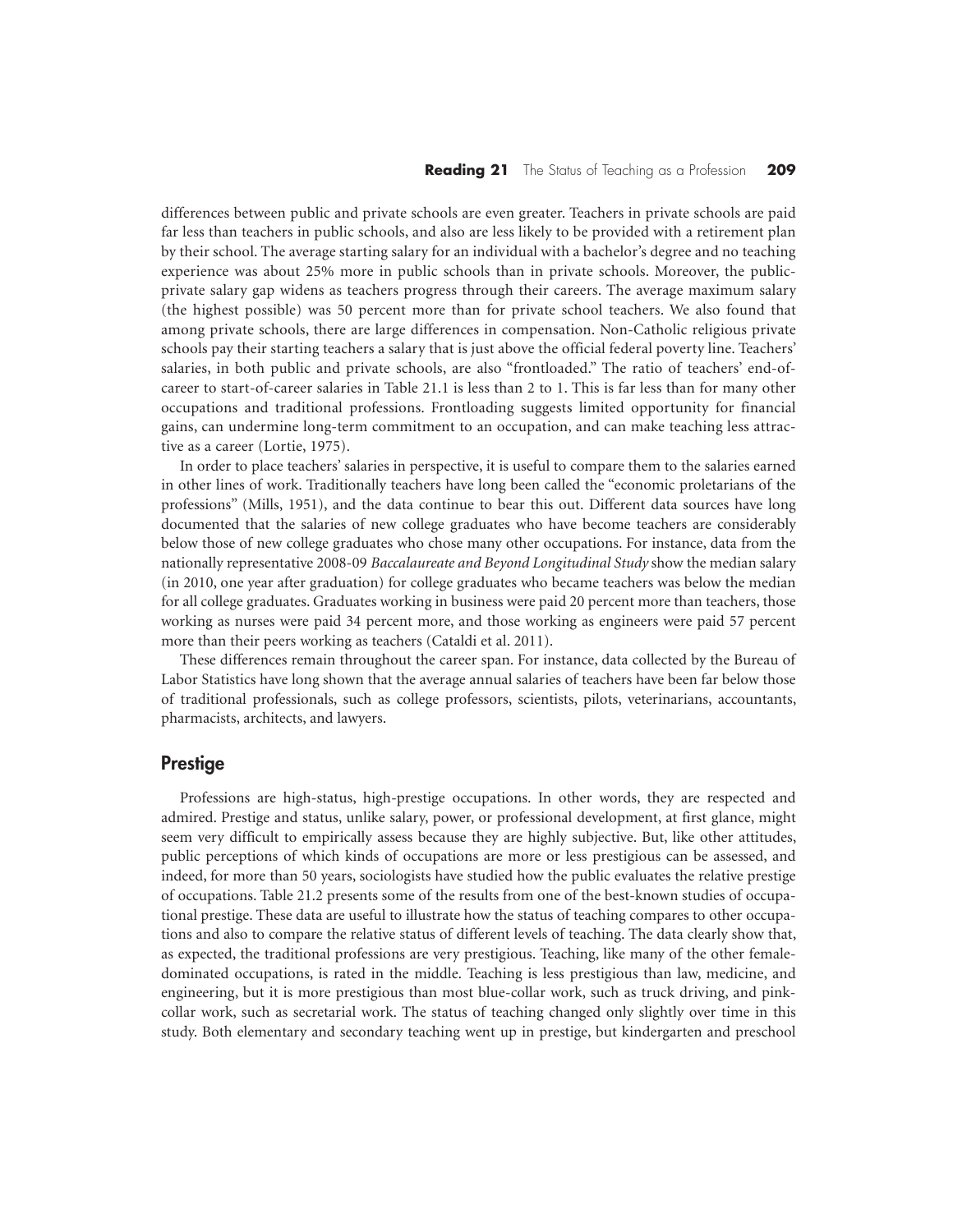differences between public and private schools are even greater. Teachers in private schools are paid far less than teachers in public schools, and also are less likely to be provided with a retirement plan by their school. The average starting salary for an individual with a bachelor's degree and no teaching experience was about 25% more in public schools than in private schools. Moreover, the public-private salary gap widens as teachers progress through their careers. The average maximum salary (the highest possible) was 50 percent more than for private school teachers. We also found that among private schools, there are large differences in compensation. Non-Catholic religious private schools pay their starting teachers a salary that is just above the official federal poverty line. Teachers' salaries, in both public and private schools, are also "frontloaded." The ratio of teachers' end-of-career to start-of-career salaries in Table 21.1 is less than 2 to 1. This is far less than for many other occupations and traditional professions. Frontloading suggests limited opportunity for financial gains, can undermine long-term commitment to an occupation, and can make teaching less attractive as a career (Lortie, 1975).

In order to place teachers' salaries in perspective, it is useful to compare them to the salaries earned in other lines of work. Traditionally teachers have long been called the "economic proletarians of the professions" (Mills, 1951), and the data continue to bear this out. Different data sources have long documented that the salaries of new college graduates who have become teachers are considerably below those of new college graduates who chose many other occupations. For instance, data from the nationally representative 2008-09 *Baccalaureate and Beyond Longitudinal Study* show the median salary (in 2010, one year after graduation) for college graduates who became teachers was below the median for all college graduates. Graduates working in business were paid 20 percent more than teachers, those working as nurses were paid 34 percent more, and those working as engineers were paid 57 percent more than their peers working as teachers (Cataldi et al. 2011).

These differences remain throughout the career span. For instance, data collected by the Bureau of Labor Statistics have long shown that the average annual salaries of teachers have been far below those of traditional professionals, such as college professors, scientists, pilots, veterinarians, accountants, pharmacists, architects, and lawyers.

## Prestige

Professions are high-status, high-prestige occupations. In other words, they are respected and admired. Prestige and status, unlike salary, power, or professional development, at first glance, might seem very difficult to empirically assess because they are highly subjective. But, like other attitudes, public perceptions of which kinds of occupations are more or less prestigious can be assessed, and indeed, for more than 50 years, sociologists have studied how the public evaluates the relative prestige of occupations. Table 21.2 presents some of the results from one of the best-known studies of occupational prestige. These data are useful to illustrate how the status of teaching compares to other occupations and also to compare the relative status of different levels of teaching. The data clearly show that, as expected, the traditional professions are very prestigious. Teaching, like many of the other female-dominated occupations, is rated in the middle. Teaching is less prestigious than law, medicine, and engineering, but it is more prestigious than most blue-collar work, such as truck driving, and pink-collar work, such as secretarial work. The status of teaching changed only slightly over time in this study. Both elementary and secondary teaching went up in prestige, but kindergarten and preschool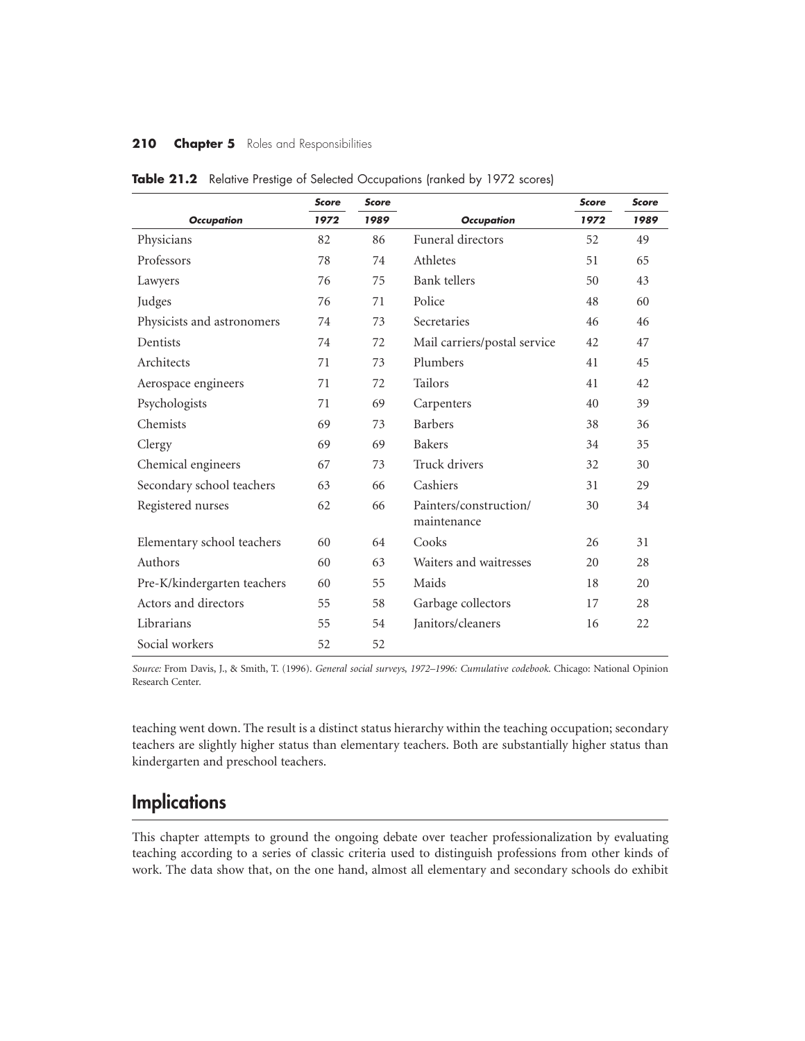**Table 21.2** Relative Prestige of Selected Occupations (ranked by 1972 scores)

| Occupation | Score 1972 | Score 1989 | Occupation | Score 1972 | Score 1989 |
|---|---|---|---|---|---|
| Physicians | 82 | 86 | Funeral directors | 52 | 49 |
| Professors | 78 | 74 | Athletes | 51 | 65 |
| Lawyers | 76 | 75 | Bank tellers | 50 | 43 |
| Judges | 76 | 71 | Police | 48 | 60 |
| Physicists and astronomers | 74 | 73 | Secretaries | 46 | 46 |
| Dentists | 74 | 72 | Mail carriers/postal service | 42 | 47 |
| Architects | 71 | 73 | Plumbers | 41 | 45 |
| Aerospace engineers | 71 | 72 | Tailors | 41 | 42 |
| Psychologists | 71 | 69 | Carpenters | 40 | 39 |
| Chemists | 69 | 73 | Barbers | 38 | 36 |
| Clergy | 69 | 69 | Bakers | 34 | 35 |
| Chemical engineers | 67 | 73 | Truck drivers | 32 | 30 |
| Secondary school teachers | 63 | 66 | Cashiers | 31 | 29 |
| Registered nurses | 62 | 66 | Painters/construction/ maintenance | 30 | 34 |
| Elementary school teachers | 60 | 64 | Cooks | 26 | 31 |
| Authors | 60 | 63 | Waiters and waitresses | 20 | 28 |
| Pre-K/kindergarten teachers | 60 | 55 | Maids | 18 | 20 |
| Actors and directors | 55 | 58 | Garbage collectors | 17 | 28 |
| Librarians | 55 | 54 | Janitors/cleaners | 16 | 22 |
| Social workers | 52 | 52 | | | |

*Source:* From Davis, J., & Smith, T. (1996). *General social surveys, 1972–1996: Cumulative codebook*. Chicago: National Opinion Research Center.

teaching went down. The result is a distinct status hierarchy within the teaching occupation; secondary teachers are slightly higher status than elementary teachers. Both are substantially higher status than kindergarten and preschool teachers.

## Implications

This chapter attempts to ground the ongoing debate over teacher professionalization by evaluating teaching according to a series of classic criteria used to distinguish professions from other kinds of work. The data show that, on the one hand, almost all elementary and secondary schools do exhibit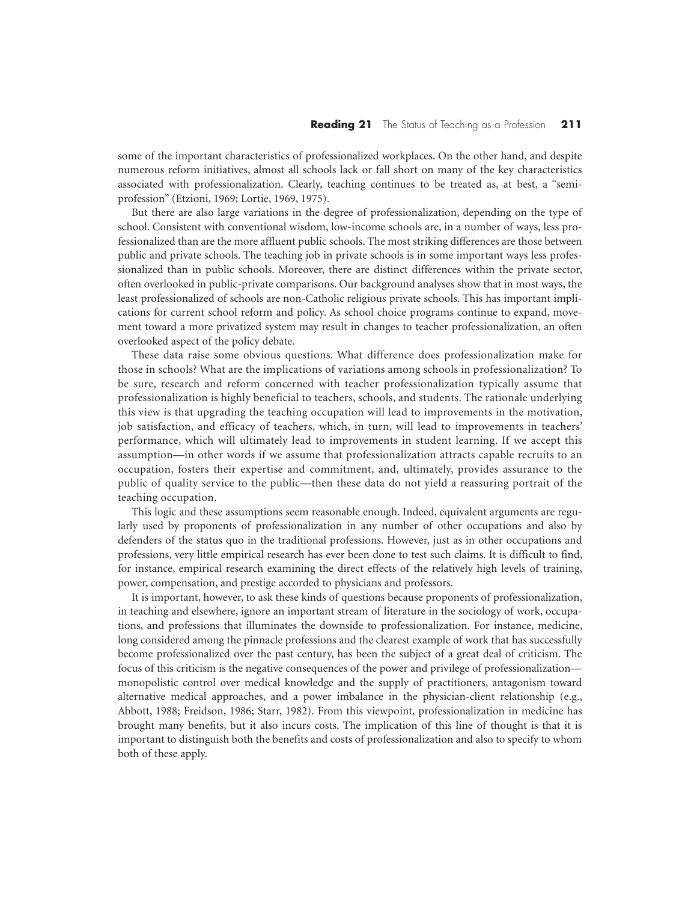some of the important characteristics of professionalized workplaces. On the other hand, and despite numerous reform initiatives, almost all schools lack or fall short on many of the key characteristics associated with professionalization. Clearly, teaching continues to be treated as, at best, a "semi-profession" (Etzioni, 1969; Lortie, 1969, 1975).

But there are also large variations in the degree of professionalization, depending on the type of school. Consistent with conventional wisdom, low-income schools are, in a number of ways, less professionalized than are the more affluent public schools. The most striking differences are those between public and private schools. The teaching job in private schools is in some important ways less professionalized than in public schools. Moreover, there are distinct differences within the private sector, often overlooked in public-private comparisons. Our background analyses show that in most ways, the least professionalized of schools are non-Catholic religious private schools. This has important implications for current school reform and policy. As school choice programs continue to expand, movement toward a more privatized system may result in changes to teacher professionalization, an often overlooked aspect of the policy debate.

These data raise some obvious questions. What difference does professionalization make for those in schools? What are the implications of variations among schools in professionalization? To be sure, research and reform concerned with teacher professionalization typically assume that professionalization is highly beneficial to teachers, schools, and students. The rationale underlying this view is that upgrading the teaching occupation will lead to improvements in the motivation, job satisfaction, and efficacy of teachers, which, in turn, will lead to improvements in teachers' performance, which will ultimately lead to improvements in student learning. If we accept this assumption—in other words if we assume that professionalization attracts capable recruits to an occupation, fosters their expertise and commitment, and, ultimately, provides assurance to the public of quality service to the public—then these data do not yield a reassuring portrait of the teaching occupation.

This logic and these assumptions seem reasonable enough. Indeed, equivalent arguments are regularly used by proponents of professionalization in any number of other occupations and also by defenders of the status quo in the traditional professions. However, just as in other occupations and professions, very little empirical research has ever been done to test such claims. It is difficult to find, for instance, empirical research examining the direct effects of the relatively high levels of training, power, compensation, and prestige accorded to physicians and professors.

It is important, however, to ask these kinds of questions because proponents of professionalization, in teaching and elsewhere, ignore an important stream of literature in the sociology of work, occupations, and professions that illuminates the downside to professionalization. For instance, medicine, long considered among the pinnacle professions and the clearest example of work that has successfully become professionalized over the past century, has been the subject of a great deal of criticism. The focus of this criticism is the negative consequences of the power and privilege of professionalization—monopolistic control over medical knowledge and the supply of practitioners, antagonism toward alternative medical approaches, and a power imbalance in the physician-client relationship (e.g., Abbott, 1988; Freidson, 1986; Starr, 1982). From this viewpoint, professionalization in medicine has brought many benefits, but it also incurs costs. The implication of this line of thought is that it is important to distinguish both the benefits and costs of professionalization and also to specify to whom both of these apply.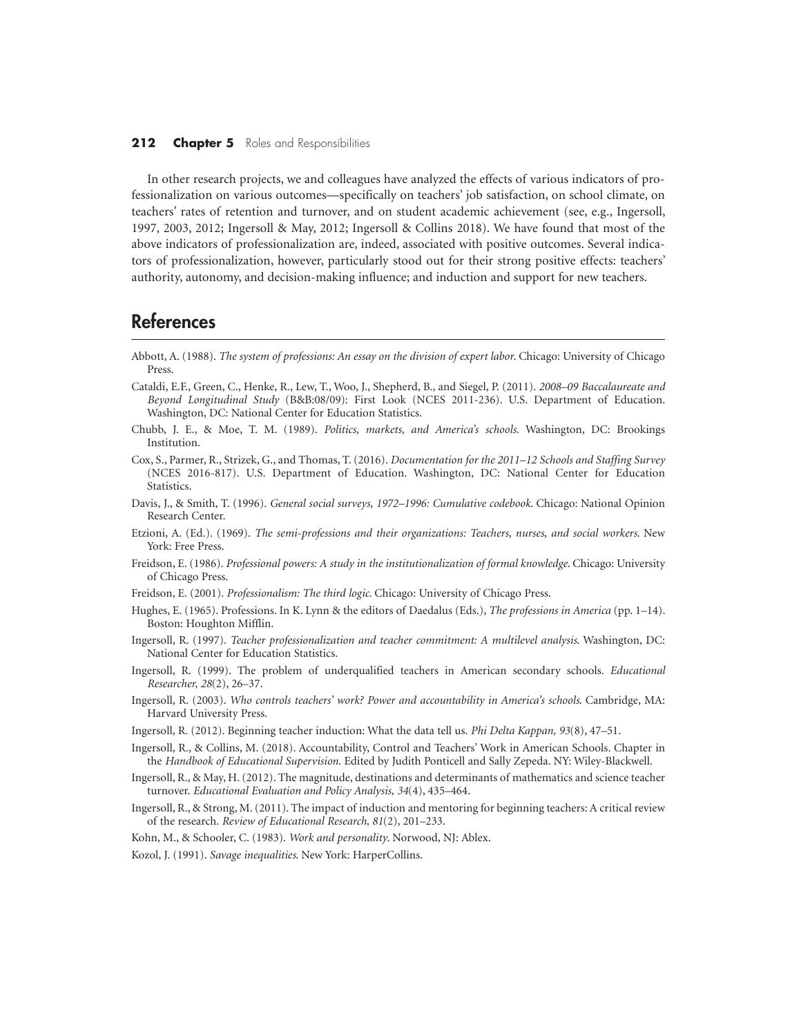In other research projects, we and colleagues have analyzed the effects of various indicators of professionalization on various outcomes—specifically on teachers' job satisfaction, on school climate, on teachers' rates of retention and turnover, and on student academic achievement (see, e.g., Ingersoll, 1997, 2003, 2012; Ingersoll & May, 2012; Ingersoll & Collins 2018). We have found that most of the above indicators of professionalization are, indeed, associated with positive outcomes. Several indicators of professionalization, however, particularly stood out for their strong positive effects: teachers' authority, autonomy, and decision-making influence; and induction and support for new teachers.

## References

Abbott, A. (1988). *The system of professions: An essay on the division of expert labor*. Chicago: University of Chicago Press.

Cataldi, E.F., Green, C., Henke, R., Lew, T., Woo, J., Shepherd, B., and Siegel, P. (2011). *2008–09 Baccalaureate and Beyond Longitudinal Study* (B&B:08/09): First Look (NCES 2011-236). U.S. Department of Education. Washington, DC: National Center for Education Statistics.

Chubb, J. E., & Moe, T. M. (1989). *Politics, markets, and America's schools.* Washington, DC: Brookings Institution.

Cox, S., Parmer, R., Strizek, G., and Thomas, T. (2016). *Documentation for the 2011–12 Schools and Staffing Survey* (NCES 2016-817). U.S. Department of Education. Washington, DC: National Center for Education Statistics.

Davis, J., & Smith, T. (1996). *General social surveys, 1972–1996: Cumulative codebook*. Chicago: National Opinion Research Center.

Etzioni, A. (Ed.). (1969). *The semi-professions and their organizations: Teachers, nurses, and social workers.* New York: Free Press.

Freidson, E. (1986). *Professional powers: A study in the institutionalization of formal knowledge*. Chicago: University of Chicago Press.

Freidson, E. (2001). *Professionalism: The third logic*. Chicago: University of Chicago Press.

Hughes, E. (1965). Professions. In K. Lynn & the editors of Daedalus (Eds.), *The professions in America* (pp. 1–14). Boston: Houghton Mifflin.

Ingersoll, R. (1997). *Teacher professionalization and teacher commitment: A multilevel analysis.* Washington, DC: National Center for Education Statistics.

Ingersoll, R. (1999). The problem of underqualified teachers in American secondary schools. *Educational Researcher, 28*(2), 26–37.

Ingersoll, R. (2003). *Who controls teachers' work? Power and accountability in America's schools.* Cambridge, MA: Harvard University Press.

Ingersoll, R. (2012). Beginning teacher induction: What the data tell us. *Phi Delta Kappan, 93*(8), 47–51.

Ingersoll, R., & Collins, M. (2018). Accountability, Control and Teachers' Work in American Schools. Chapter in the *Handbook of Educational Supervision.* Edited by Judith Ponticell and Sally Zepeda. NY: Wiley-Blackwell.

Ingersoll, R., & May, H. (2012). The magnitude, destinations and determinants of mathematics and science teacher turnover. *Educational Evaluation and Policy Analysis, 34*(4), 435–464.

Ingersoll, R., & Strong, M. (2011). The impact of induction and mentoring for beginning teachers: A critical review of the research. *Review of Educational Research, 81*(2), 201–233.

Kohn, M., & Schooler, C. (1983). *Work and personality*. Norwood, NJ: Ablex.

Kozol, J. (1991). *Savage inequalities*. New York: HarperCollins.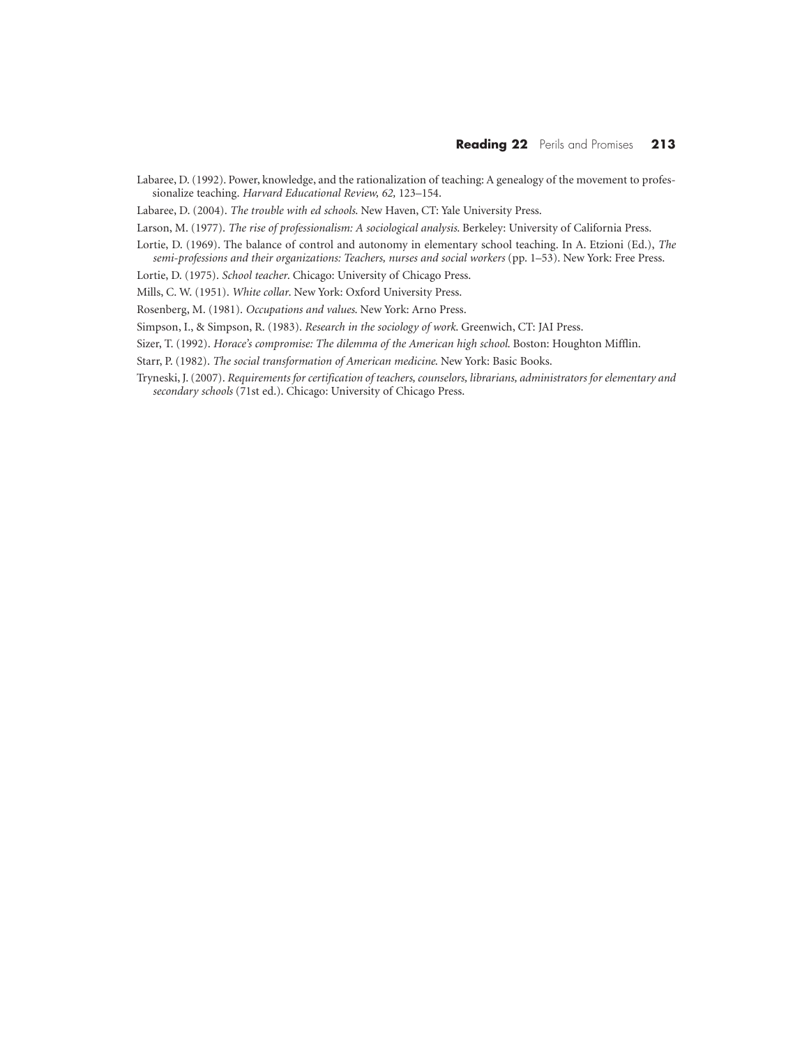Labaree, D. (1992). Power, knowledge, and the rationalization of teaching: A genealogy of the movement to professionalize teaching. *Harvard Educational Review, 62,* 123–154.

Labaree, D. (2004). *The trouble with ed schools.* New Haven, CT: Yale University Press.

Larson, M. (1977). *The rise of professionalism: A sociological analysis.* Berkeley: University of California Press.

Lortie, D. (1969). The balance of control and autonomy in elementary school teaching. In A. Etzioni (Ed.), *The semi-professions and their organizations: Teachers, nurses and social workers* (pp. 1–53). New York: Free Press.

Lortie, D. (1975). *School teacher*. Chicago: University of Chicago Press.

Mills, C. W. (1951). *White collar*. New York: Oxford University Press.

Rosenberg, M. (1981). *Occupations and values.* New York: Arno Press.

Simpson, I., & Simpson, R. (1983). *Research in the sociology of work.* Greenwich, CT: JAI Press.

Sizer, T. (1992). *Horace's compromise: The dilemma of the American high school.* Boston: Houghton Mifflin.

Starr, P. (1982). *The social transformation of American medicine.* New York: Basic Books.

Tryneski, J. (2007). *Requirements for certification of teachers, counselors, librarians, administrators for elementary and secondary schools* (71st ed.). Chicago: University of Chicago Press.